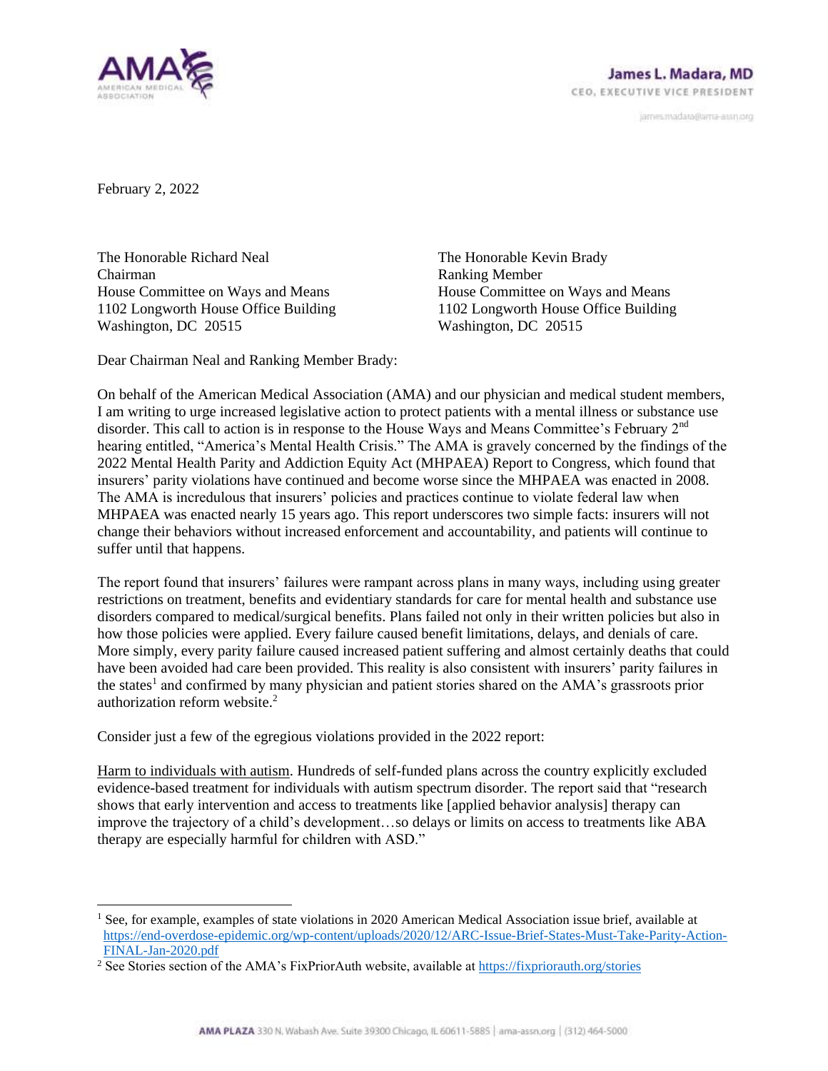**AMA** AMERICAN MEDICAL ASSOCIATION

**James L. Madara, MD**
CEO, EXECUTIVE VICE PRESIDENT
james.madara@ama-assn.org

February 2, 2022

The Honorable Richard Neal
Chairman
House Committee on Ways and Means
1102 Longworth House Office Building
Washington, DC 20515

The Honorable Kevin Brady
Ranking Member
House Committee on Ways and Means
1102 Longworth House Office Building
Washington, DC 20515

Dear Chairman Neal and Ranking Member Brady:

On behalf of the American Medical Association (AMA) and our physician and medical student members, I am writing to urge increased legislative action to protect patients with a mental illness or substance use disorder. This call to action is in response to the House Ways and Means Committee's February 2nd hearing entitled, "America's Mental Health Crisis." The AMA is gravely concerned by the findings of the 2022 Mental Health Parity and Addiction Equity Act (MHPAEA) Report to Congress, which found that insurers' parity violations have continued and become worse since the MHPAEA was enacted in 2008. The AMA is incredulous that insurers' policies and practices continue to violate federal law when MHPAEA was enacted nearly 15 years ago. This report underscores two simple facts: insurers will not change their behaviors without increased enforcement and accountability, and patients will continue to suffer until that happens.

The report found that insurers' failures were rampant across plans in many ways, including using greater restrictions on treatment, benefits and evidentiary standards for care for mental health and substance use disorders compared to medical/surgical benefits. Plans failed not only in their written policies but also in how those policies were applied. Every failure caused benefit limitations, delays, and denials of care. More simply, every parity failure caused increased patient suffering and almost certainly deaths that could have been avoided had care been provided. This reality is also consistent with insurers' parity failures in the states[1] and confirmed by many physician and patient stories shared on the AMA's grassroots prior authorization reform website.[2]

Consider just a few of the egregious violations provided in the 2022 report:

Harm to individuals with autism. Hundreds of self-funded plans across the country explicitly excluded evidence-based treatment for individuals with autism spectrum disorder. The report said that "research shows that early intervention and access to treatments like [applied behavior analysis] therapy can improve the trajectory of a child's development…so delays or limits on access to treatments like ABA therapy are especially harmful for children with ASD."

---

[1] See, for example, examples of state violations in 2020 American Medical Association issue brief, available at https://end-overdose-epidemic.org/wp-content/uploads/2020/12/ARC-Issue-Brief-States-Must-Take-Parity-Action-FINAL-Jan-2020.pdf

[2] See Stories section of the AMA's FixPriorAuth website, available at https://fixpriorauth.org/stories

AMA PLAZA 330 N. Wabash Ave. Suite 39300 Chicago, IL 60611-5885 | ama-assn.org | (312) 464-5000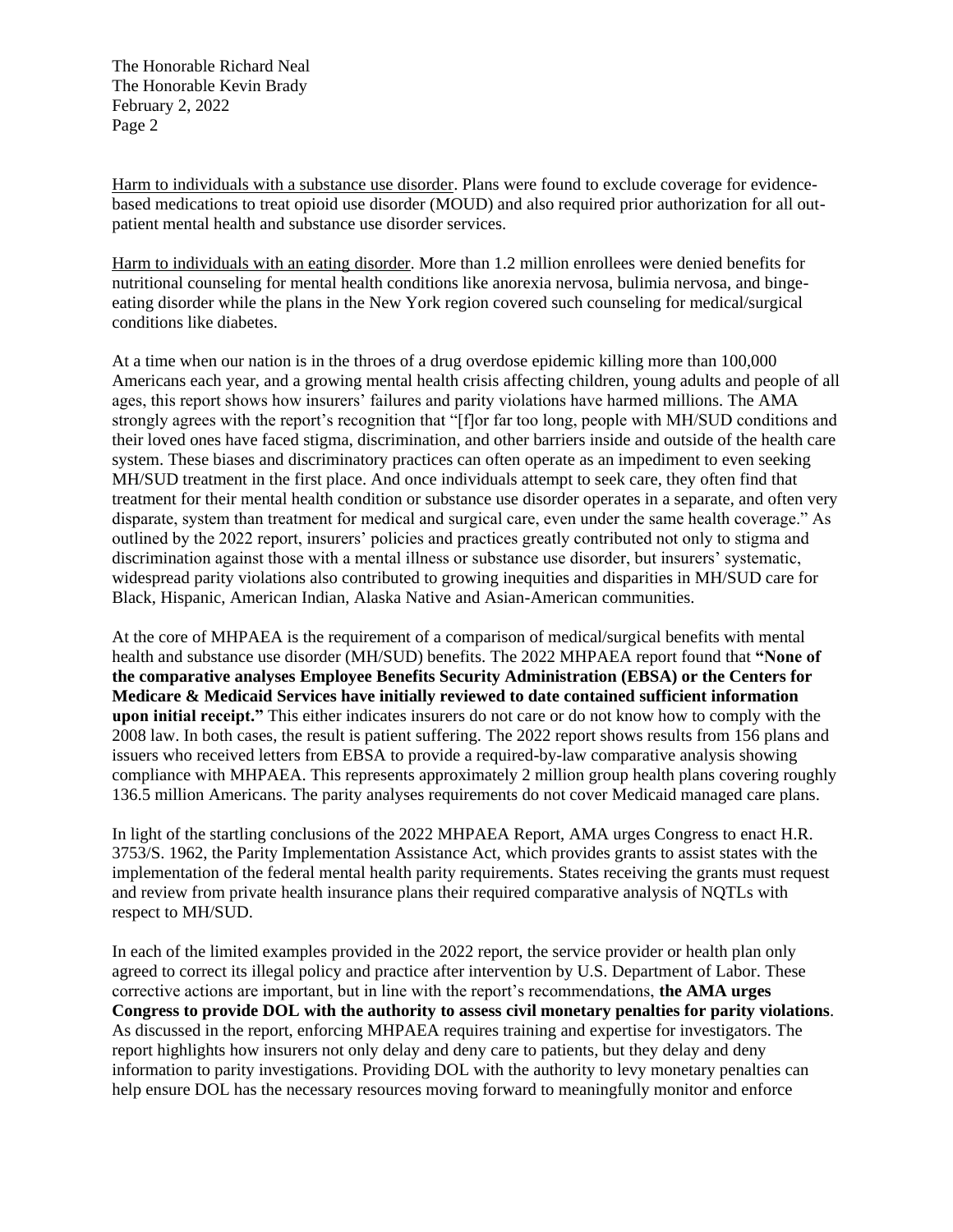Harm to individuals with a substance use disorder. Plans were found to exclude coverage for evidence-based medications to treat opioid use disorder (MOUD) and also required prior authorization for all out-patient mental health and substance use disorder services.

Harm to individuals with an eating disorder. More than 1.2 million enrollees were denied benefits for nutritional counseling for mental health conditions like anorexia nervosa, bulimia nervosa, and binge-eating disorder while the plans in the New York region covered such counseling for medical/surgical conditions like diabetes.

At a time when our nation is in the throes of a drug overdose epidemic killing more than 100,000 Americans each year, and a growing mental health crisis affecting children, young adults and people of all ages, this report shows how insurers' failures and parity violations have harmed millions. The AMA strongly agrees with the report's recognition that "[f]or far too long, people with MH/SUD conditions and their loved ones have faced stigma, discrimination, and other barriers inside and outside of the health care system. These biases and discriminatory practices can often operate as an impediment to even seeking MH/SUD treatment in the first place. And once individuals attempt to seek care, they often find that treatment for their mental health condition or substance use disorder operates in a separate, and often very disparate, system than treatment for medical and surgical care, even under the same health coverage." As outlined by the 2022 report, insurers' policies and practices greatly contributed not only to stigma and discrimination against those with a mental illness or substance use disorder, but insurers' systematic, widespread parity violations also contributed to growing inequities and disparities in MH/SUD care for Black, Hispanic, American Indian, Alaska Native and Asian-American communities.

At the core of MHPAEA is the requirement of a comparison of medical/surgical benefits with mental health and substance use disorder (MH/SUD) benefits. The 2022 MHPAEA report found that **"None of the comparative analyses Employee Benefits Security Administration (EBSA) or the Centers for Medicare & Medicaid Services have initially reviewed to date contained sufficient information upon initial receipt."** This either indicates insurers do not care or do not know how to comply with the 2008 law. In both cases, the result is patient suffering. The 2022 report shows results from 156 plans and issuers who received letters from EBSA to provide a required-by-law comparative analysis showing compliance with MHPAEA. This represents approximately 2 million group health plans covering roughly 136.5 million Americans. The parity analyses requirements do not cover Medicaid managed care plans.

In light of the startling conclusions of the 2022 MHPAEA Report, AMA urges Congress to enact H.R. 3753/S. 1962, the Parity Implementation Assistance Act, which provides grants to assist states with the implementation of the federal mental health parity requirements. States receiving the grants must request and review from private health insurance plans their required comparative analysis of NQTLs with respect to MH/SUD.

In each of the limited examples provided in the 2022 report, the service provider or health plan only agreed to correct its illegal policy and practice after intervention by U.S. Department of Labor. These corrective actions are important, but in line with the report's recommendations, **the AMA urges Congress to provide DOL with the authority to assess civil monetary penalties for parity violations**. As discussed in the report, enforcing MHPAEA requires training and expertise for investigators. The report highlights how insurers not only delay and deny care to patients, but they delay and deny information to parity investigations. Providing DOL with the authority to levy monetary penalties can help ensure DOL has the necessary resources moving forward to meaningfully monitor and enforce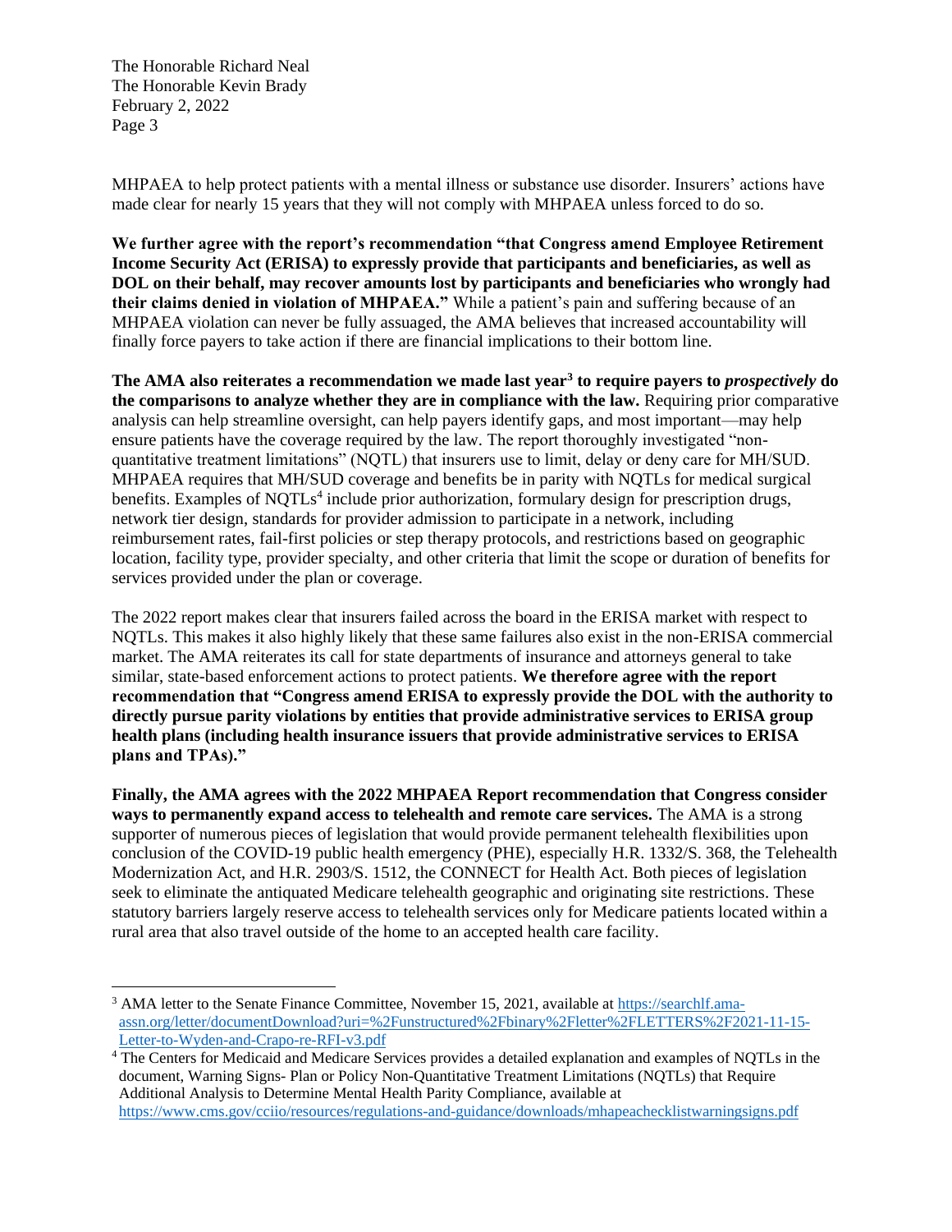MHPAEA to help protect patients with a mental illness or substance use disorder. Insurers' actions have made clear for nearly 15 years that they will not comply with MHPAEA unless forced to do so.

**We further agree with the report's recommendation "that Congress amend Employee Retirement Income Security Act (ERISA) to expressly provide that participants and beneficiaries, as well as DOL on their behalf, may recover amounts lost by participants and beneficiaries who wrongly had their claims denied in violation of MHPAEA."** While a patient's pain and suffering because of an MHPAEA violation can never be fully assuaged, the AMA believes that increased accountability will finally force payers to take action if there are financial implications to their bottom line.

**The AMA also reiterates a recommendation we made last year[3] to require payers to *prospectively* do the comparisons to analyze whether they are in compliance with the law.** Requiring prior comparative analysis can help streamline oversight, can help payers identify gaps, and most important—may help ensure patients have the coverage required by the law. The report thoroughly investigated "non-quantitative treatment limitations" (NQTL) that insurers use to limit, delay or deny care for MH/SUD. MHPAEA requires that MH/SUD coverage and benefits be in parity with NQTLs for medical surgical benefits. Examples of NQTLs[4] include prior authorization, formulary design for prescription drugs, network tier design, standards for provider admission to participate in a network, including reimbursement rates, fail-first policies or step therapy protocols, and restrictions based on geographic location, facility type, provider specialty, and other criteria that limit the scope or duration of benefits for services provided under the plan or coverage.

The 2022 report makes clear that insurers failed across the board in the ERISA market with respect to NQTLs. This makes it also highly likely that these same failures also exist in the non-ERISA commercial market. The AMA reiterates its call for state departments of insurance and attorneys general to take similar, state-based enforcement actions to protect patients. **We therefore agree with the report recommendation that "Congress amend ERISA to expressly provide the DOL with the authority to directly pursue parity violations by entities that provide administrative services to ERISA group health plans (including health insurance issuers that provide administrative services to ERISA plans and TPAs)."**

**Finally, the AMA agrees with the 2022 MHPAEA Report recommendation that Congress consider ways to permanently expand access to telehealth and remote care services.** The AMA is a strong supporter of numerous pieces of legislation that would provide permanent telehealth flexibilities upon conclusion of the COVID-19 public health emergency (PHE), especially H.R. 1332/S. 368, the Telehealth Modernization Act, and H.R. 2903/S. 1512, the CONNECT for Health Act. Both pieces of legislation seek to eliminate the antiquated Medicare telehealth geographic and originating site restrictions. These statutory barriers largely reserve access to telehealth services only for Medicare patients located within a rural area that also travel outside of the home to an accepted health care facility.

---

[3] AMA letter to the Senate Finance Committee, November 15, 2021, available at https://searchlf.ama-assn.org/letter/documentDownload?uri=%2Funstructured%2Fbinary%2Fletter%2FLETTERS%2F2021-11-15-Letter-to-Wyden-and-Crapo-re-RFI-v3.pdf

[4] The Centers for Medicaid and Medicare Services provides a detailed explanation and examples of NQTLs in the document, Warning Signs- Plan or Policy Non-Quantitative Treatment Limitations (NQTLs) that Require Additional Analysis to Determine Mental Health Parity Compliance, available at https://www.cms.gov/cciio/resources/regulations-and-guidance/downloads/mhapeachecklistwarningsigns.pdf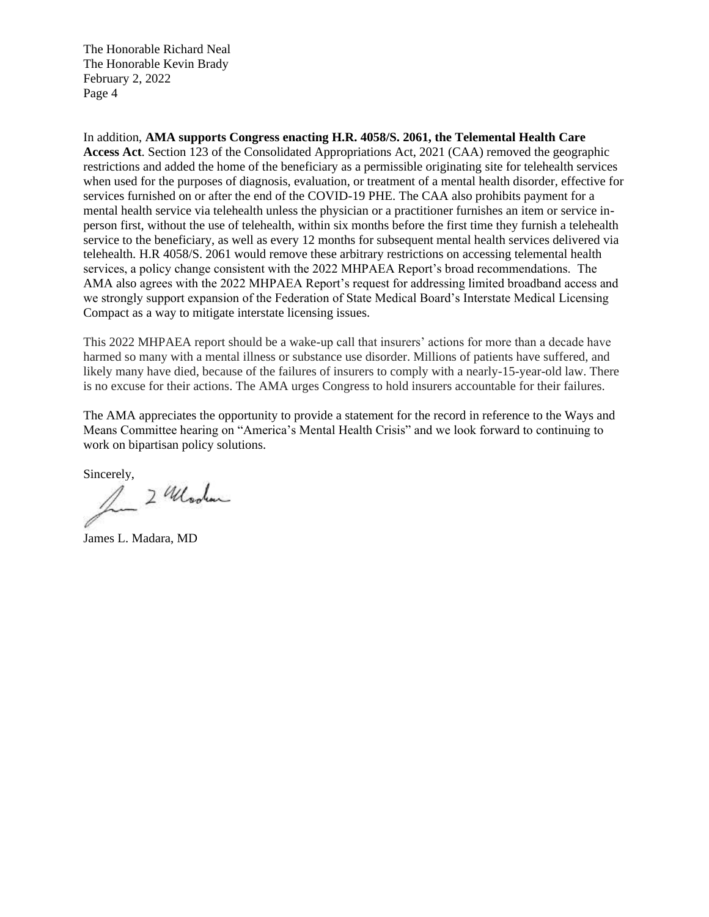In addition, **AMA supports Congress enacting H.R. 4058/S. 2061, the Telemental Health Care Access Act**. Section 123 of the Consolidated Appropriations Act, 2021 (CAA) removed the geographic restrictions and added the home of the beneficiary as a permissible originating site for telehealth services when used for the purposes of diagnosis, evaluation, or treatment of a mental health disorder, effective for services furnished on or after the end of the COVID-19 PHE. The CAA also prohibits payment for a mental health service via telehealth unless the physician or a practitioner furnishes an item or service in-person first, without the use of telehealth, within six months before the first time they furnish a telehealth service to the beneficiary, as well as every 12 months for subsequent mental health services delivered via telehealth. H.R 4058/S. 2061 would remove these arbitrary restrictions on accessing telemental health services, a policy change consistent with the 2022 MHPAEA Report's broad recommendations. The AMA also agrees with the 2022 MHPAEA Report's request for addressing limited broadband access and we strongly support expansion of the Federation of State Medical Board's Interstate Medical Licensing Compact as a way to mitigate interstate licensing issues.

This 2022 MHPAEA report should be a wake-up call that insurers' actions for more than a decade have harmed so many with a mental illness or substance use disorder. Millions of patients have suffered, and likely many have died, because of the failures of insurers to comply with a nearly-15-year-old law. There is no excuse for their actions. The AMA urges Congress to hold insurers accountable for their failures.

The AMA appreciates the opportunity to provide a statement for the record in reference to the Ways and Means Committee hearing on "America's Mental Health Crisis" and we look forward to continuing to work on bipartisan policy solutions.

Sincerely,

James L. Madara, MD